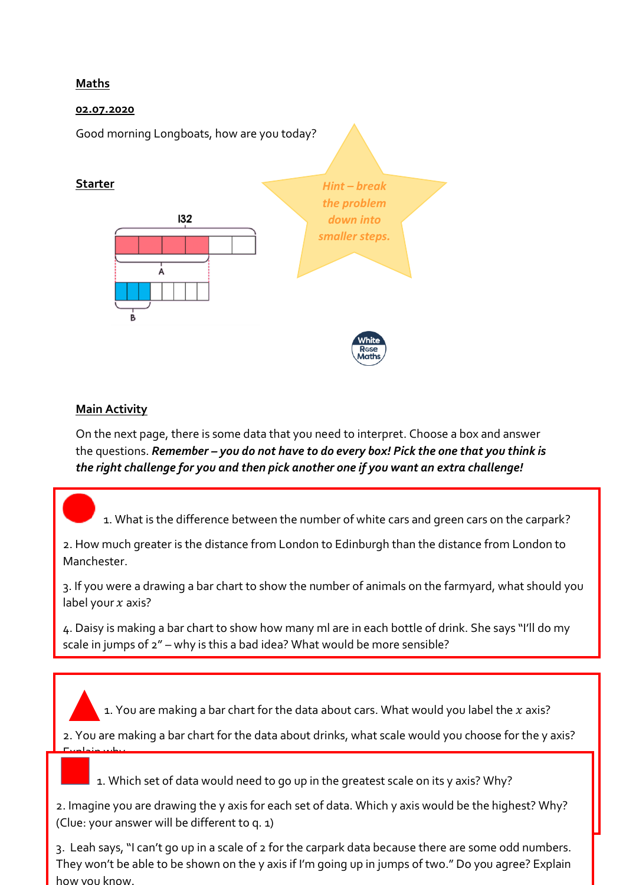**Maths**

**02.07.2020**

Good morning Longboats, how are you today?

**Starter**

132

A

B

*Hint – break the problem down into smaller steps.*

**Main Activity**

On the next page, there is some data that you need to interpret. Choose a box and answer the questions. ***Remember – you do not have to do every box! Pick the one that you think is the right challenge for you and then pick another one if you want an extra challenge!***

1. What is the difference between the number of white cars and green cars on the carpark?

2. How much greater is the distance from London to Edinburgh than the distance from London to Manchester.

3. If you were a drawing a bar chart to show the number of animals on the farmyard, what should you label your $x$ axis?

4. Daisy is making a bar chart to show how many ml are in each bottle of drink. She says "I'll do my scale in jumps of 2" – why is this a bad idea? What would be more sensible?

1. You are making a bar chart for the data about cars. What would you label the $x$ axis?

2. You are making a bar chart for the data about drinks, what scale would you choose for the y axis? Explain why.

1. Which set of data would need to go up in the greatest scale on its y axis? Why?

2. Imagine you are drawing the y axis for each set of data. Which y axis would be the highest? Why? (Clue: your answer will be different to q. 1)

3. Leah says, "I can't go up in a scale of 2 for the carpark data because there are some odd numbers. They won't be able to be shown on the y axis if I'm going up in jumps of two." Do you agree? Explain how you know.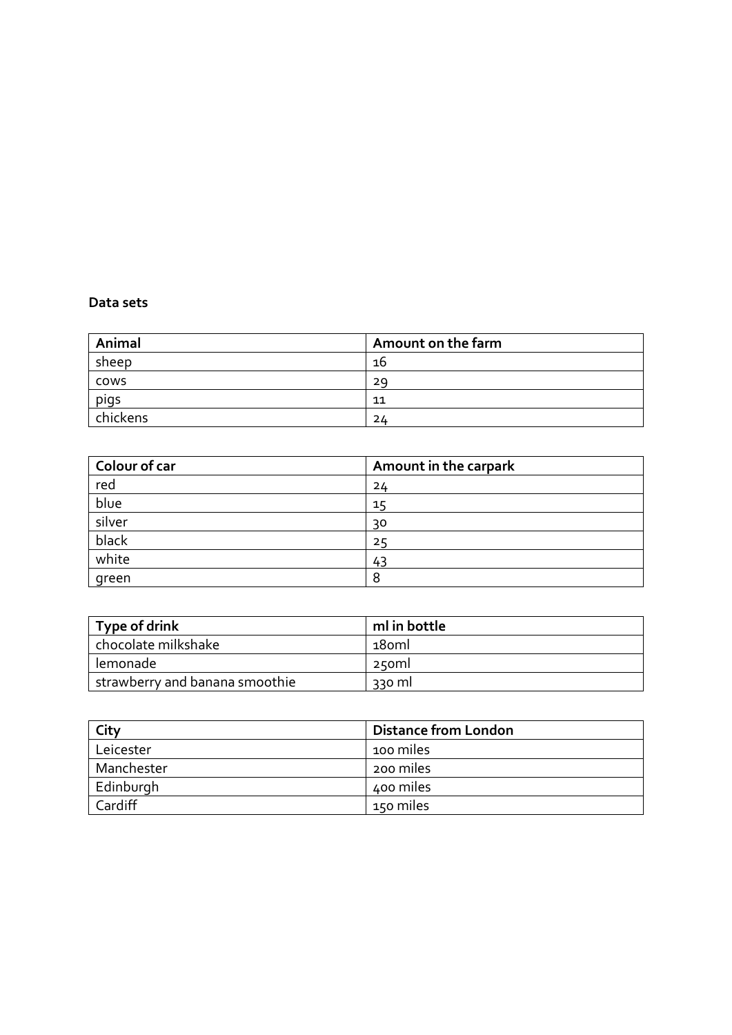**Data sets**

| Animal | Amount on the farm |
| --- | --- |
| sheep | 16 |
| cows | 29 |
| pigs | 11 |
| chickens | 24 |

| Colour of car | Amount in the carpark |
| --- | --- |
| red | 24 |
| blue | 15 |
| silver | 30 |
| black | 25 |
| white | 43 |
| green | 8 |

| Type of drink | ml in bottle |
| --- | --- |
| chocolate milkshake | 180ml |
| lemonade | 250ml |
| strawberry and banana smoothie | 330 ml |

| City | Distance from London |
| --- | --- |
| Leicester | 100 miles |
| Manchester | 200 miles |
| Edinburgh | 400 miles |
| Cardiff | 150 miles |